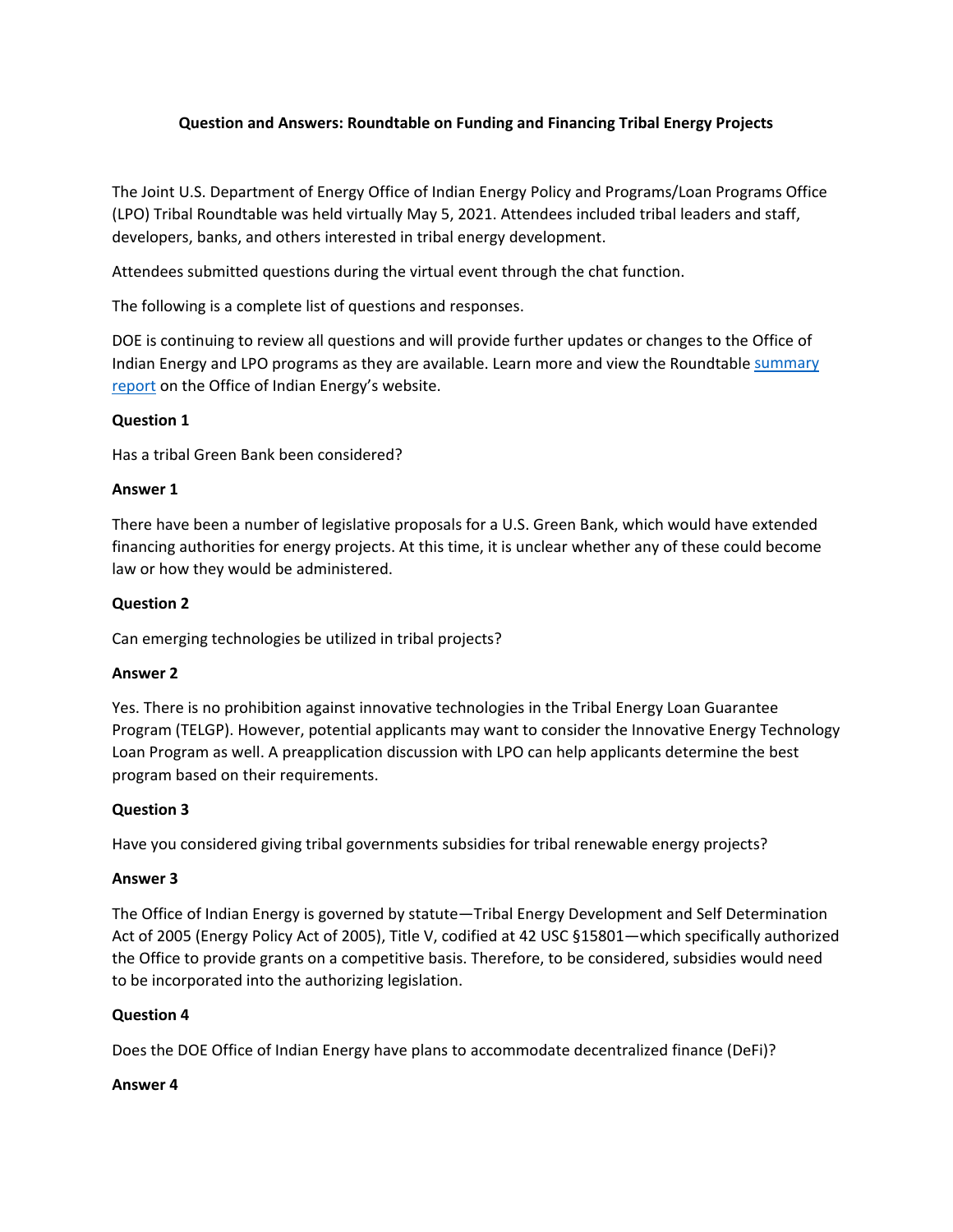# Question and Answers: Roundtable on Funding and Financing Tribal Energy Projects

The Joint U.S. Department of Energy Office of Indian Energy Policy and Programs/Loan Programs Office (LPO) Tribal Roundtable was held virtually May 5, 2021. Attendees included tribal leaders and staff, developers, banks, and others interested in tribal energy development.

Attendees submitted questions during the virtual event through the chat function.

The following is a complete list of questions and responses.

DOE is continuing to review all questions and will provide further updates or changes to the Office of Indian Energy and LPO programs as they are available. Learn more and view the Roundtable summary report on the Office of Indian Energy's website.

**Question 1**

Has a tribal Green Bank been considered?

**Answer 1**

There have been a number of legislative proposals for a U.S. Green Bank, which would have extended financing authorities for energy projects. At this time, it is unclear whether any of these could become law or how they would be administered.

**Question 2**

Can emerging technologies be utilized in tribal projects?

**Answer 2**

Yes. There is no prohibition against innovative technologies in the Tribal Energy Loan Guarantee Program (TELGP). However, potential applicants may want to consider the Innovative Energy Technology Loan Program as well. A preapplication discussion with LPO can help applicants determine the best program based on their requirements.

**Question 3**

Have you considered giving tribal governments subsidies for tribal renewable energy projects?

**Answer 3**

The Office of Indian Energy is governed by statute—Tribal Energy Development and Self Determination Act of 2005 (Energy Policy Act of 2005), Title V, codified at 42 USC §15801—which specifically authorized the Office to provide grants on a competitive basis. Therefore, to be considered, subsidies would need to be incorporated into the authorizing legislation.

**Question 4**

Does the DOE Office of Indian Energy have plans to accommodate decentralized finance (DeFi)?

**Answer 4**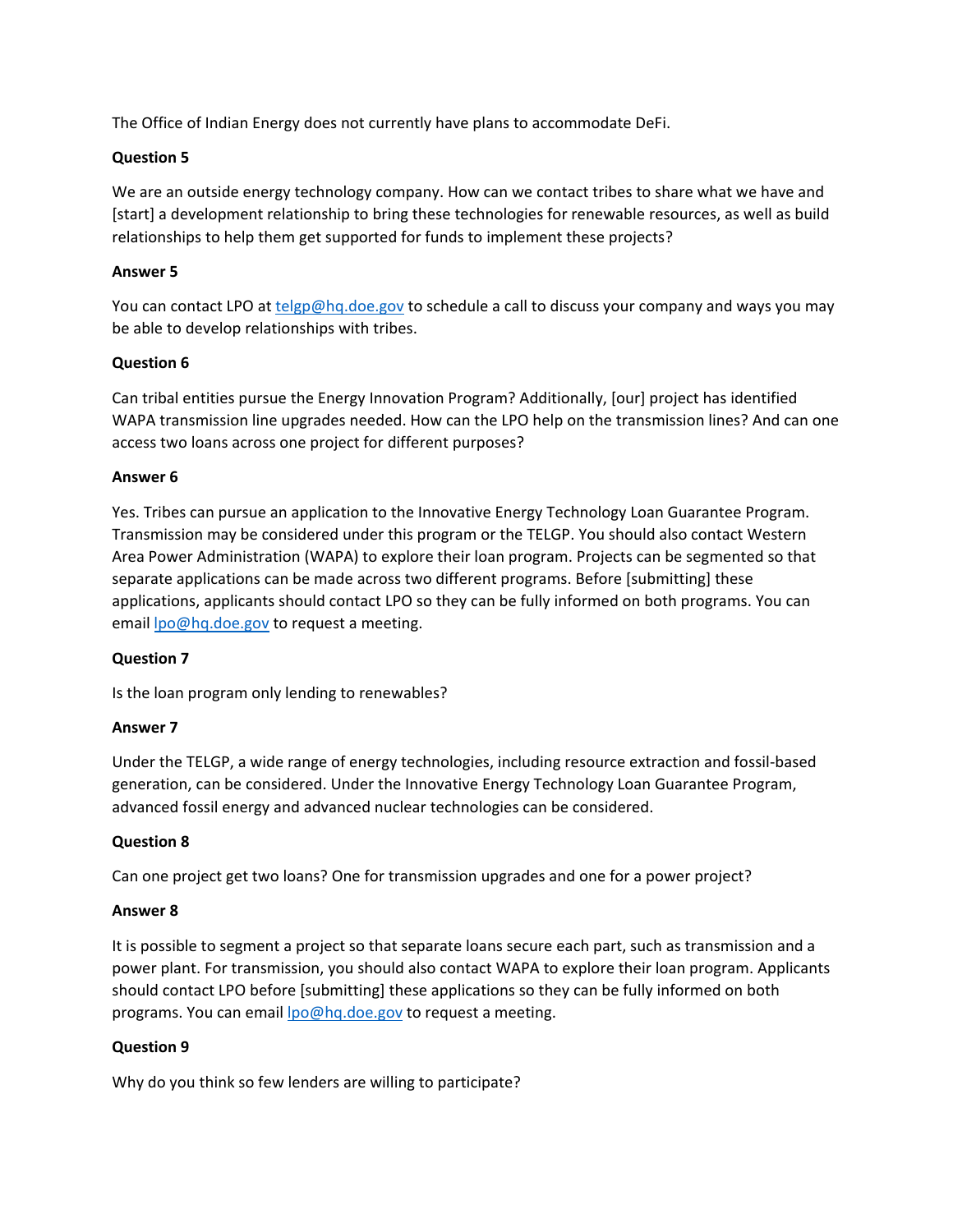The Office of Indian Energy does not currently have plans to accommodate DeFi.

**Question 5**

We are an outside energy technology company. How can we contact tribes to share what we have and [start] a development relationship to bring these technologies for renewable resources, as well as build relationships to help them get supported for funds to implement these projects?

**Answer 5**

You can contact LPO at [telgp@hq.doe.gov](mailto:telgp@hq.doe.gov) to schedule a call to discuss your company and ways you may be able to develop relationships with tribes.

**Question 6**

Can tribal entities pursue the Energy Innovation Program? Additionally, [our] project has identified WAPA transmission line upgrades needed. How can the LPO help on the transmission lines? And can one access two loans across one project for different purposes?

**Answer 6**

Yes. Tribes can pursue an application to the Innovative Energy Technology Loan Guarantee Program. Transmission may be considered under this program or the TELGP. You should also contact Western Area Power Administration (WAPA) to explore their loan program. Projects can be segmented so that separate applications can be made across two different programs. Before [submitting] these applications, applicants should contact LPO so they can be fully informed on both programs. You can email [lpo@hq.doe.gov](mailto:lpo@hq.doe.gov) to request a meeting.

**Question 7**

Is the loan program only lending to renewables?

**Answer 7**

Under the TELGP, a wide range of energy technologies, including resource extraction and fossil-based generation, can be considered. Under the Innovative Energy Technology Loan Guarantee Program, advanced fossil energy and advanced nuclear technologies can be considered.

**Question 8**

Can one project get two loans? One for transmission upgrades and one for a power project?

**Answer 8**

It is possible to segment a project so that separate loans secure each part, such as transmission and a power plant. For transmission, you should also contact WAPA to explore their loan program. Applicants should contact LPO before [submitting] these applications so they can be fully informed on both programs. You can email [lpo@hq.doe.gov](mailto:lpo@hq.doe.gov) to request a meeting.

**Question 9**

Why do you think so few lenders are willing to participate?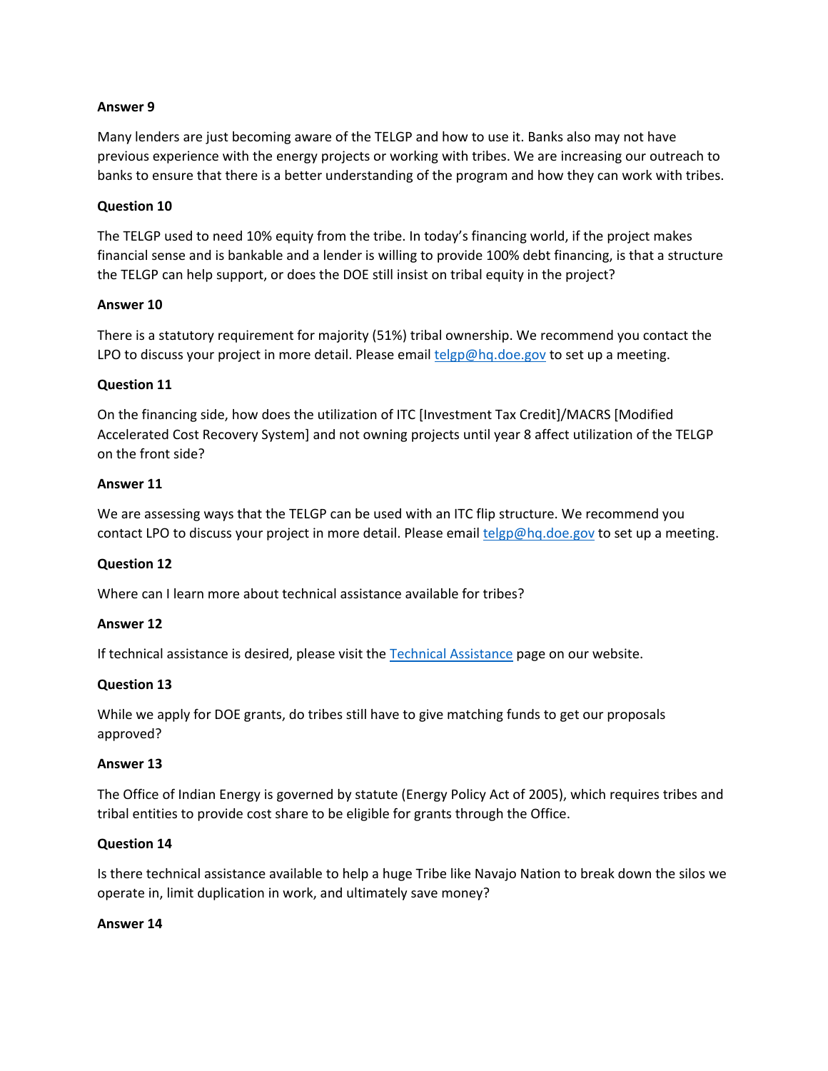**Answer 9**

Many lenders are just becoming aware of the TELGP and how to use it. Banks also may not have previous experience with the energy projects or working with tribes. We are increasing our outreach to banks to ensure that there is a better understanding of the program and how they can work with tribes.

**Question 10**

The TELGP used to need 10% equity from the tribe. In today's financing world, if the project makes financial sense and is bankable and a lender is willing to provide 100% debt financing, is that a structure the TELGP can help support, or does the DOE still insist on tribal equity in the project?

**Answer 10**

There is a statutory requirement for majority (51%) tribal ownership. We recommend you contact the LPO to discuss your project in more detail. Please email [telgp@hq.doe.gov](mailto:telgp@hq.doe.gov) to set up a meeting.

**Question 11**

On the financing side, how does the utilization of ITC [Investment Tax Credit]/MACRS [Modified Accelerated Cost Recovery System] and not owning projects until year 8 affect utilization of the TELGP on the front side?

**Answer 11**

We are assessing ways that the TELGP can be used with an ITC flip structure. We recommend you contact LPO to discuss your project in more detail. Please email [telgp@hq.doe.gov](mailto:telgp@hq.doe.gov) to set up a meeting.

**Question 12**

Where can I learn more about technical assistance available for tribes?

**Answer 12**

If technical assistance is desired, please visit the Technical Assistance page on our website.

**Question 13**

While we apply for DOE grants, do tribes still have to give matching funds to get our proposals approved?

**Answer 13**

The Office of Indian Energy is governed by statute (Energy Policy Act of 2005), which requires tribes and tribal entities to provide cost share to be eligible for grants through the Office.

**Question 14**

Is there technical assistance available to help a huge Tribe like Navajo Nation to break down the silos we operate in, limit duplication in work, and ultimately save money?

**Answer 14**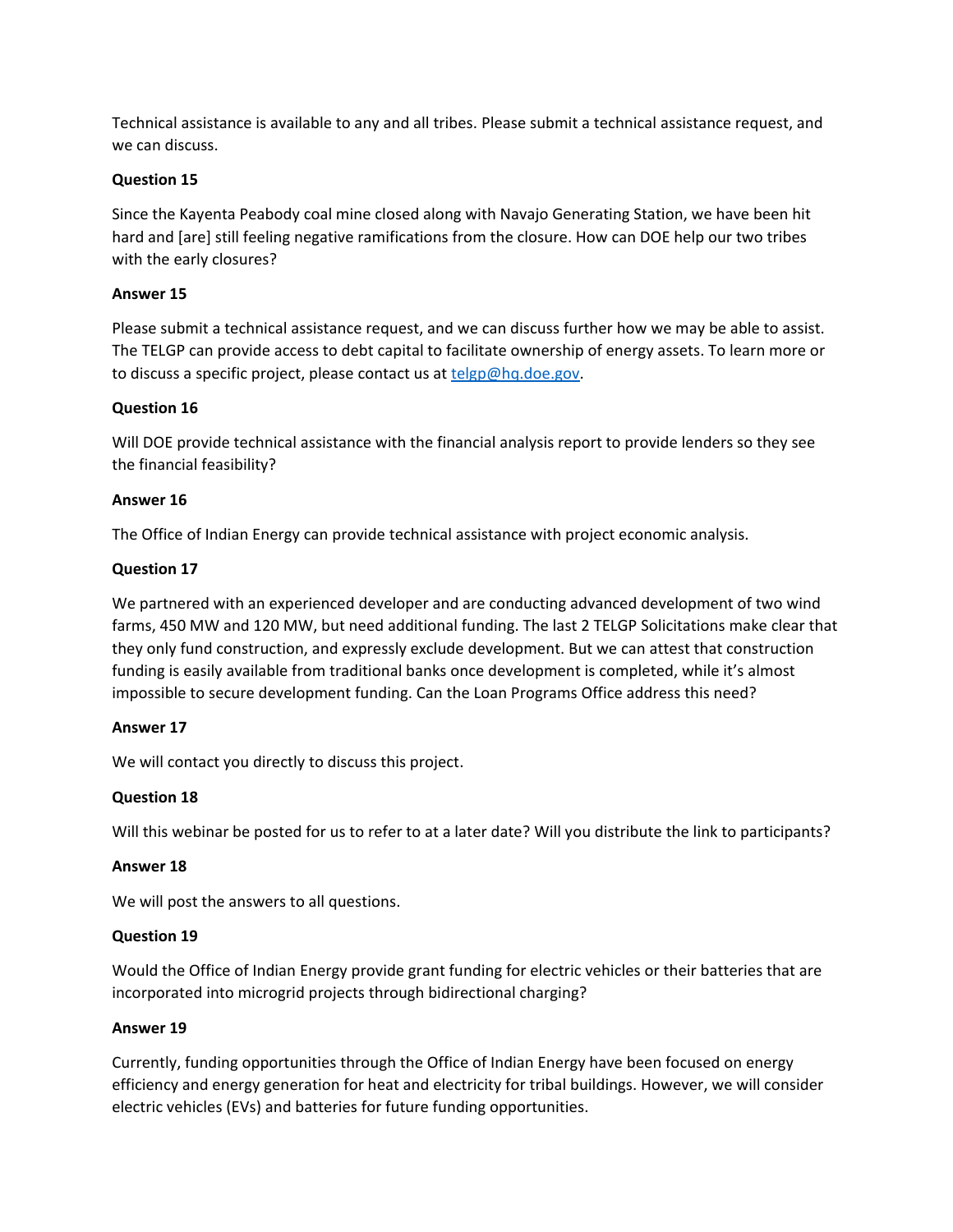Technical assistance is available to any and all tribes. Please submit a technical assistance request, and we can discuss.

**Question 15**

Since the Kayenta Peabody coal mine closed along with Navajo Generating Station, we have been hit hard and [are] still feeling negative ramifications from the closure. How can DOE help our two tribes with the early closures?

**Answer 15**

Please submit a technical assistance request, and we can discuss further how we may be able to assist. The TELGP can provide access to debt capital to facilitate ownership of energy assets. To learn more or to discuss a specific project, please contact us at [telgp@hq.doe.gov](mailto:telgp@hq.doe.gov).

**Question 16**

Will DOE provide technical assistance with the financial analysis report to provide lenders so they see the financial feasibility?

**Answer 16**

The Office of Indian Energy can provide technical assistance with project economic analysis.

**Question 17**

We partnered with an experienced developer and are conducting advanced development of two wind farms, 450 MW and 120 MW, but need additional funding. The last 2 TELGP Solicitations make clear that they only fund construction, and expressly exclude development. But we can attest that construction funding is easily available from traditional banks once development is completed, while it's almost impossible to secure development funding. Can the Loan Programs Office address this need?

**Answer 17**

We will contact you directly to discuss this project.

**Question 18**

Will this webinar be posted for us to refer to at a later date? Will you distribute the link to participants?

**Answer 18**

We will post the answers to all questions.

**Question 19**

Would the Office of Indian Energy provide grant funding for electric vehicles or their batteries that are incorporated into microgrid projects through bidirectional charging?

**Answer 19**

Currently, funding opportunities through the Office of Indian Energy have been focused on energy efficiency and energy generation for heat and electricity for tribal buildings. However, we will consider electric vehicles (EVs) and batteries for future funding opportunities.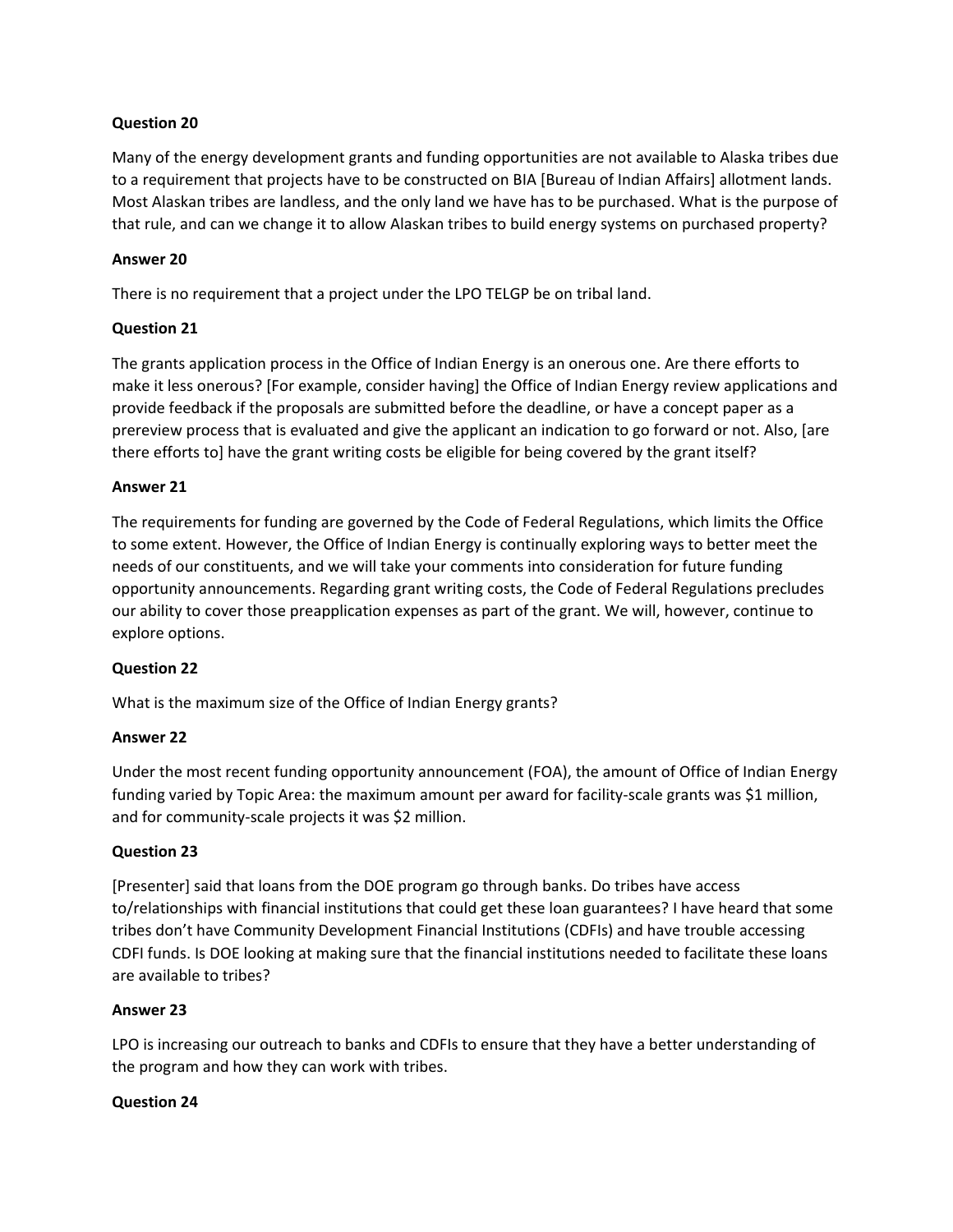**Question 20**

Many of the energy development grants and funding opportunities are not available to Alaska tribes due to a requirement that projects have to be constructed on BIA [Bureau of Indian Affairs] allotment lands. Most Alaskan tribes are landless, and the only land we have has to be purchased. What is the purpose of that rule, and can we change it to allow Alaskan tribes to build energy systems on purchased property?

**Answer 20**

There is no requirement that a project under the LPO TELGP be on tribal land.

**Question 21**

The grants application process in the Office of Indian Energy is an onerous one. Are there efforts to make it less onerous? [For example, consider having] the Office of Indian Energy review applications and provide feedback if the proposals are submitted before the deadline, or have a concept paper as a prereview process that is evaluated and give the applicant an indication to go forward or not. Also, [are there efforts to] have the grant writing costs be eligible for being covered by the grant itself?

**Answer 21**

The requirements for funding are governed by the Code of Federal Regulations, which limits the Office to some extent. However, the Office of Indian Energy is continually exploring ways to better meet the needs of our constituents, and we will take your comments into consideration for future funding opportunity announcements. Regarding grant writing costs, the Code of Federal Regulations precludes our ability to cover those preapplication expenses as part of the grant. We will, however, continue to explore options.

**Question 22**

What is the maximum size of the Office of Indian Energy grants?

**Answer 22**

Under the most recent funding opportunity announcement (FOA), the amount of Office of Indian Energy funding varied by Topic Area: the maximum amount per award for facility-scale grants was $1 million, and for community-scale projects it was $2 million.

**Question 23**

[Presenter] said that loans from the DOE program go through banks. Do tribes have access to/relationships with financial institutions that could get these loan guarantees? I have heard that some tribes don't have Community Development Financial Institutions (CDFIs) and have trouble accessing CDFI funds. Is DOE looking at making sure that the financial institutions needed to facilitate these loans are available to tribes?

**Answer 23**

LPO is increasing our outreach to banks and CDFIs to ensure that they have a better understanding of the program and how they can work with tribes.

**Question 24**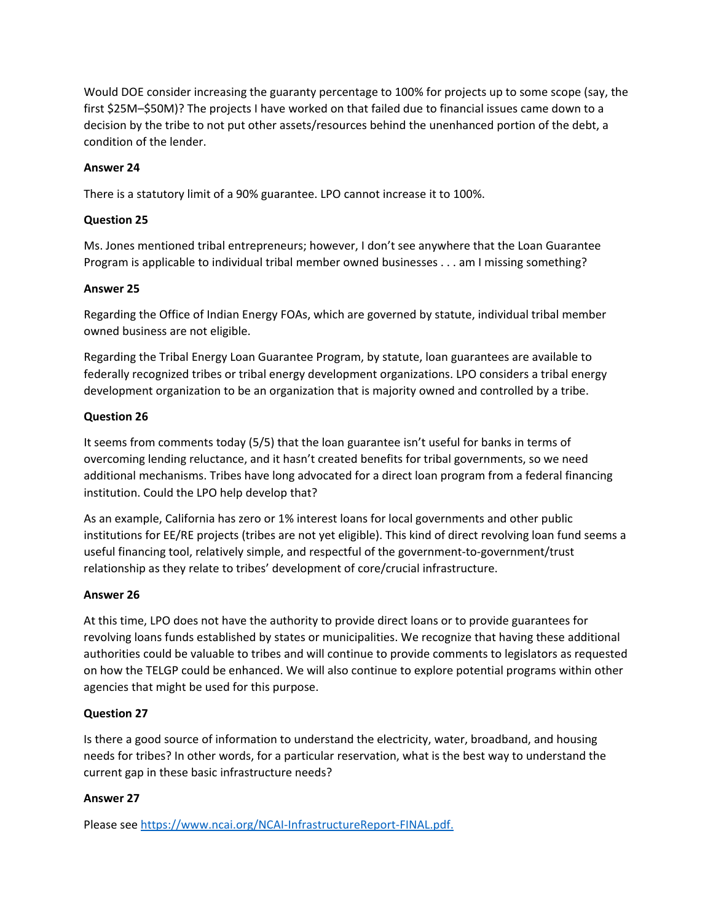Would DOE consider increasing the guaranty percentage to 100% for projects up to some scope (say, the first \$25M–\$50M)? The projects I have worked on that failed due to financial issues came down to a decision by the tribe to not put other assets/resources behind the unenhanced portion of the debt, a condition of the lender.

**Answer 24**

There is a statutory limit of a 90% guarantee. LPO cannot increase it to 100%.

**Question 25**

Ms. Jones mentioned tribal entrepreneurs; however, I don't see anywhere that the Loan Guarantee Program is applicable to individual tribal member owned businesses . . . am I missing something?

**Answer 25**

Regarding the Office of Indian Energy FOAs, which are governed by statute, individual tribal member owned business are not eligible.

Regarding the Tribal Energy Loan Guarantee Program, by statute, loan guarantees are available to federally recognized tribes or tribal energy development organizations. LPO considers a tribal energy development organization to be an organization that is majority owned and controlled by a tribe.

**Question 26**

It seems from comments today (5/5) that the loan guarantee isn't useful for banks in terms of overcoming lending reluctance, and it hasn't created benefits for tribal governments, so we need additional mechanisms. Tribes have long advocated for a direct loan program from a federal financing institution. Could the LPO help develop that?

As an example, California has zero or 1% interest loans for local governments and other public institutions for EE/RE projects (tribes are not yet eligible). This kind of direct revolving loan fund seems a useful financing tool, relatively simple, and respectful of the government-to-government/trust relationship as they relate to tribes' development of core/crucial infrastructure.

**Answer 26**

At this time, LPO does not have the authority to provide direct loans or to provide guarantees for revolving loans funds established by states or municipalities. We recognize that having these additional authorities could be valuable to tribes and will continue to provide comments to legislators as requested on how the TELGP could be enhanced. We will also continue to explore potential programs within other agencies that might be used for this purpose.

**Question 27**

Is there a good source of information to understand the electricity, water, broadband, and housing needs for tribes? In other words, for a particular reservation, what is the best way to understand the current gap in these basic infrastructure needs?

**Answer 27**

Please see [https://www.ncai.org/NCAI-InfrastructureReport-FINAL.pdf.](https://www.ncai.org/NCAI-InfrastructureReport-FINAL.pdf)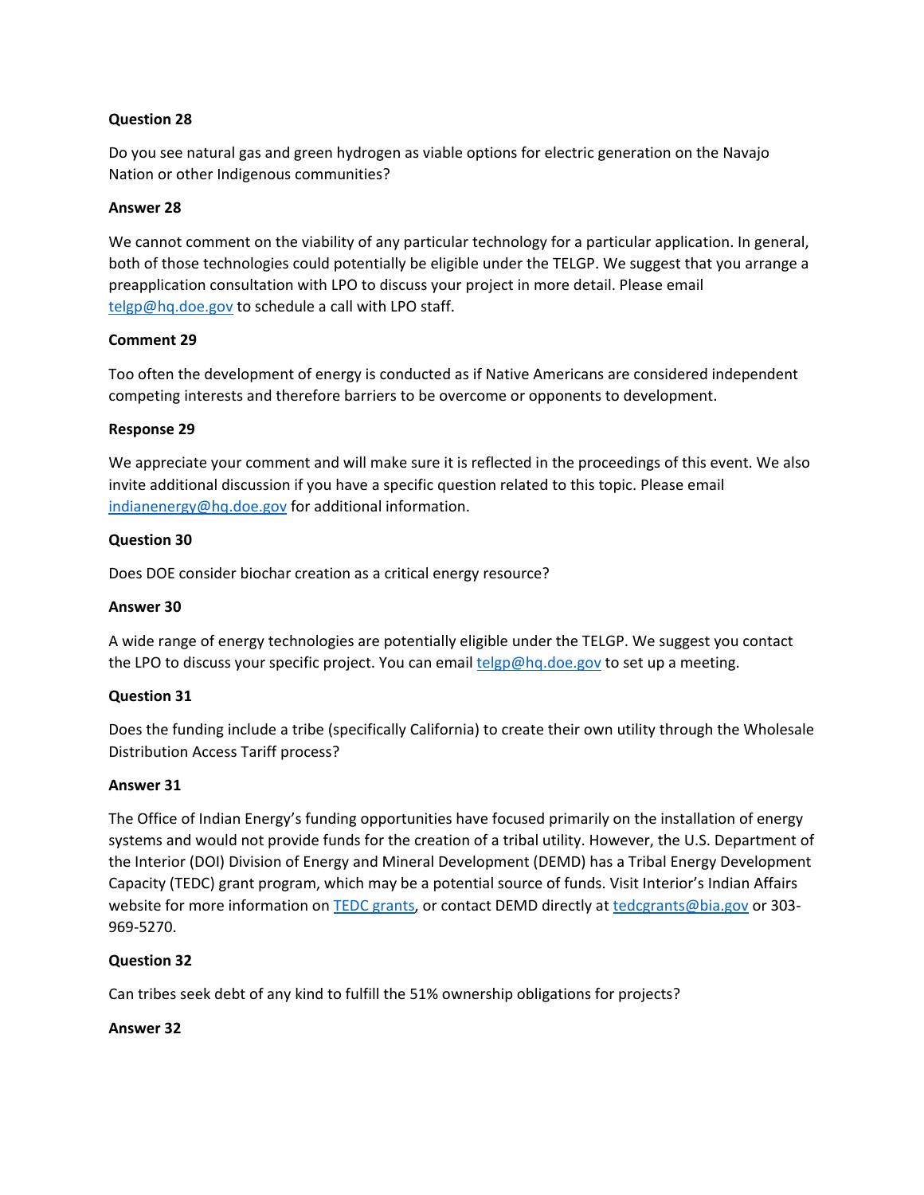**Question 28**

Do you see natural gas and green hydrogen as viable options for electric generation on the Navajo Nation or other Indigenous communities?

**Answer 28**

We cannot comment on the viability of any particular technology for a particular application. In general, both of those technologies could potentially be eligible under the TELGP. We suggest that you arrange a preapplication consultation with LPO to discuss your project in more detail. Please email [telgp@hq.doe.gov](mailto:telgp@hq.doe.gov) to schedule a call with LPO staff.

**Comment 29**

Too often the development of energy is conducted as if Native Americans are considered independent competing interests and therefore barriers to be overcome or opponents to development.

**Response 29**

We appreciate your comment and will make sure it is reflected in the proceedings of this event. We also invite additional discussion if you have a specific question related to this topic. Please email [indianenergy@hq.doe.gov](mailto:indianenergy@hq.doe.gov) for additional information.

**Question 30**

Does DOE consider biochar creation as a critical energy resource?

**Answer 30**

A wide range of energy technologies are potentially eligible under the TELGP. We suggest you contact the LPO to discuss your specific project. You can email [telgp@hq.doe.gov](mailto:telgp@hq.doe.gov) to set up a meeting.

**Question 31**

Does the funding include a tribe (specifically California) to create their own utility through the Wholesale Distribution Access Tariff process?

**Answer 31**

The Office of Indian Energy's funding opportunities have focused primarily on the installation of energy systems and would not provide funds for the creation of a tribal utility. However, the U.S. Department of the Interior (DOI) Division of Energy and Mineral Development (DEMD) has a Tribal Energy Development Capacity (TEDC) grant program, which may be a potential source of funds. Visit Interior's Indian Affairs website for more information on TEDC grants, or contact DEMD directly at [tedcgrants@bia.gov](mailto:tedcgrants@bia.gov) or 303-969-5270.

**Question 32**

Can tribes seek debt of any kind to fulfill the 51% ownership obligations for projects?

**Answer 32**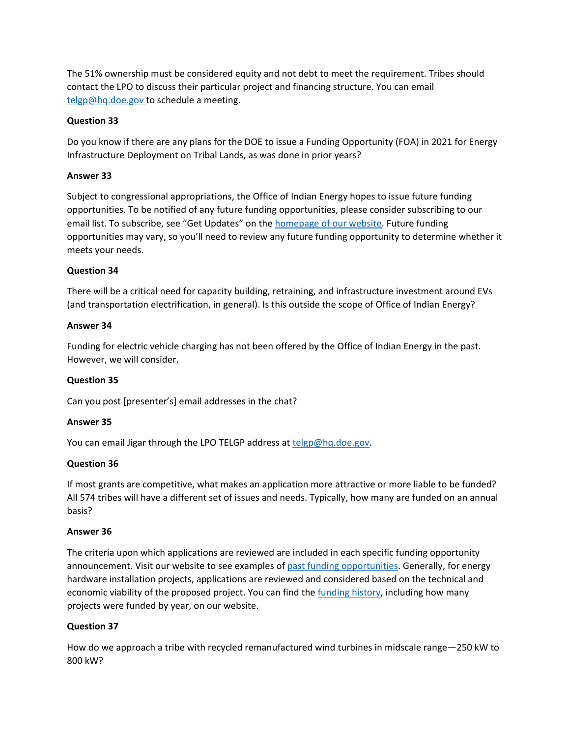The 51% ownership must be considered equity and not debt to meet the requirement. Tribes should contact the LPO to discuss their particular project and financing structure. You can email [telgp@hq.doe.gov](mailto:telgp@hq.doe.gov) to schedule a meeting.

**Question 33**

Do you know if there are any plans for the DOE to issue a Funding Opportunity (FOA) in 2021 for Energy Infrastructure Deployment on Tribal Lands, as was done in prior years?

**Answer 33**

Subject to congressional appropriations, the Office of Indian Energy hopes to issue future funding opportunities. To be notified of any future funding opportunities, please consider subscribing to our email list. To subscribe, see "Get Updates" on the homepage of our website. Future funding opportunities may vary, so you'll need to review any future funding opportunity to determine whether it meets your needs.

**Question 34**

There will be a critical need for capacity building, retraining, and infrastructure investment around EVs (and transportation electrification, in general). Is this outside the scope of Office of Indian Energy?

**Answer 34**

Funding for electric vehicle charging has not been offered by the Office of Indian Energy in the past. However, we will consider.

**Question 35**

Can you post [presenter's] email addresses in the chat?

**Answer 35**

You can email Jigar through the LPO TELGP address at [telgp@hq.doe.gov](mailto:telgp@hq.doe.gov).

**Question 36**

If most grants are competitive, what makes an application more attractive or more liable to be funded? All 574 tribes will have a different set of issues and needs. Typically, how many are funded on an annual basis?

**Answer 36**

The criteria upon which applications are reviewed are included in each specific funding opportunity announcement. Visit our website to see examples of past funding opportunities. Generally, for energy hardware installation projects, applications are reviewed and considered based on the technical and economic viability of the proposed project. You can find the funding history, including how many projects were funded by year, on our website.

**Question 37**

How do we approach a tribe with recycled remanufactured wind turbines in midscale range—250 kW to 800 kW?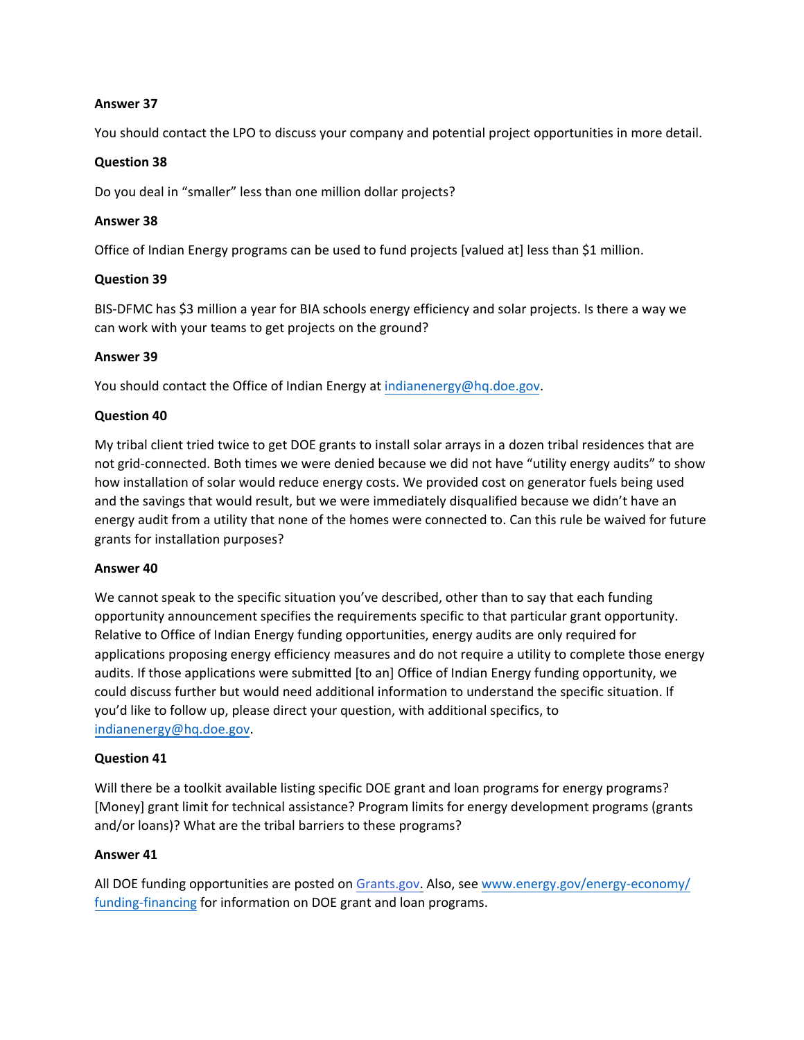**Answer 37**

You should contact the LPO to discuss your company and potential project opportunities in more detail.

**Question 38**

Do you deal in "smaller" less than one million dollar projects?

**Answer 38**

Office of Indian Energy programs can be used to fund projects [valued at] less than $1 million.

**Question 39**

BIS-DFMC has $3 million a year for BIA schools energy efficiency and solar projects. Is there a way we can work with your teams to get projects on the ground?

**Answer 39**

You should contact the Office of Indian Energy at [indianenergy@hq.doe.gov](mailto:indianenergy@hq.doe.gov).

**Question 40**

My tribal client tried twice to get DOE grants to install solar arrays in a dozen tribal residences that are not grid-connected. Both times we were denied because we did not have "utility energy audits" to show how installation of solar would reduce energy costs. We provided cost on generator fuels being used and the savings that would result, but we were immediately disqualified because we didn't have an energy audit from a utility that none of the homes were connected to. Can this rule be waived for future grants for installation purposes?

**Answer 40**

We cannot speak to the specific situation you've described, other than to say that each funding opportunity announcement specifies the requirements specific to that particular grant opportunity. Relative to Office of Indian Energy funding opportunities, energy audits are only required for applications proposing energy efficiency measures and do not require a utility to complete those energy audits. If those applications were submitted [to an] Office of Indian Energy funding opportunity, we could discuss further but would need additional information to understand the specific situation. If you'd like to follow up, please direct your question, with additional specifics, to [indianenergy@hq.doe.gov](mailto:indianenergy@hq.doe.gov).

**Question 41**

Will there be a toolkit available listing specific DOE grant and loan programs for energy programs? [Money] grant limit for technical assistance? Program limits for energy development programs (grants and/or loans)? What are the tribal barriers to these programs?

**Answer 41**

All DOE funding opportunities are posted on [Grants.gov](https://www.grants.gov). Also, see [www.energy.gov/energy-economy/funding-financing](https://www.energy.gov/energy-economy/funding-financing) for information on DOE grant and loan programs.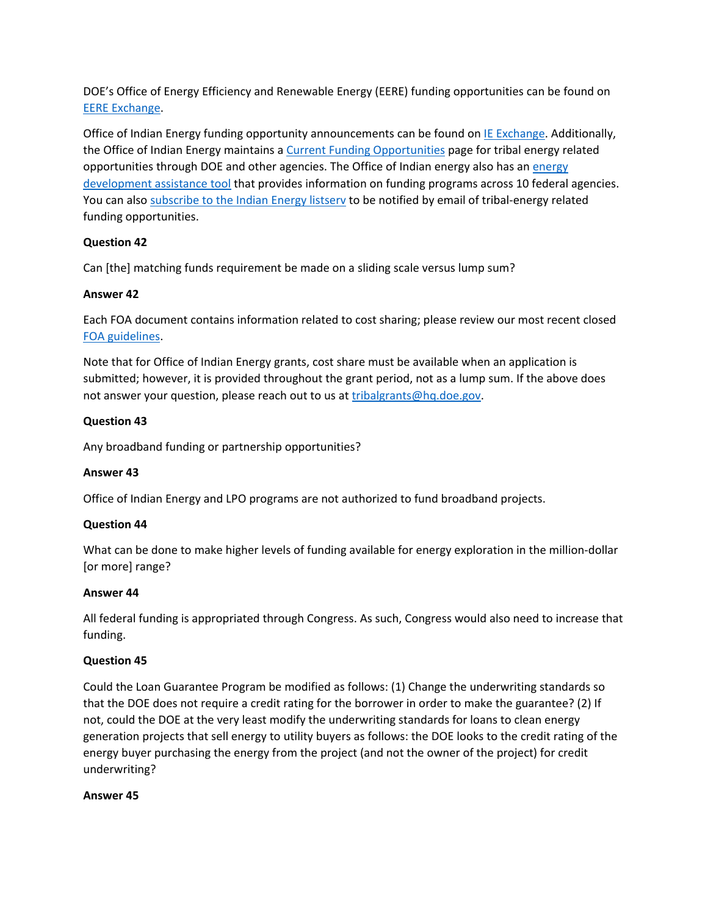DOE's Office of Energy Efficiency and Renewable Energy (EERE) funding opportunities can be found on EERE Exchange.

Office of Indian Energy funding opportunity announcements can be found on IE Exchange. Additionally, the Office of Indian Energy maintains a Current Funding Opportunities page for tribal energy related opportunities through DOE and other agencies. The Office of Indian energy also has an energy development assistance tool that provides information on funding programs across 10 federal agencies. You can also subscribe to the Indian Energy listserv to be notified by email of tribal-energy related funding opportunities.

**Question 42**

Can [the] matching funds requirement be made on a sliding scale versus lump sum?

**Answer 42**

Each FOA document contains information related to cost sharing; please review our most recent closed FOA guidelines.

Note that for Office of Indian Energy grants, cost share must be available when an application is submitted; however, it is provided throughout the grant period, not as a lump sum. If the above does not answer your question, please reach out to us at tribalgrants@hq.doe.gov.

**Question 43**

Any broadband funding or partnership opportunities?

**Answer 43**

Office of Indian Energy and LPO programs are not authorized to fund broadband projects.

**Question 44**

What can be done to make higher levels of funding available for energy exploration in the million-dollar [or more] range?

**Answer 44**

All federal funding is appropriated through Congress. As such, Congress would also need to increase that funding.

**Question 45**

Could the Loan Guarantee Program be modified as follows: (1) Change the underwriting standards so that the DOE does not require a credit rating for the borrower in order to make the guarantee? (2) If not, could the DOE at the very least modify the underwriting standards for loans to clean energy generation projects that sell energy to utility buyers as follows: the DOE looks to the credit rating of the energy buyer purchasing the energy from the project (and not the owner of the project) for credit underwriting?

**Answer 45**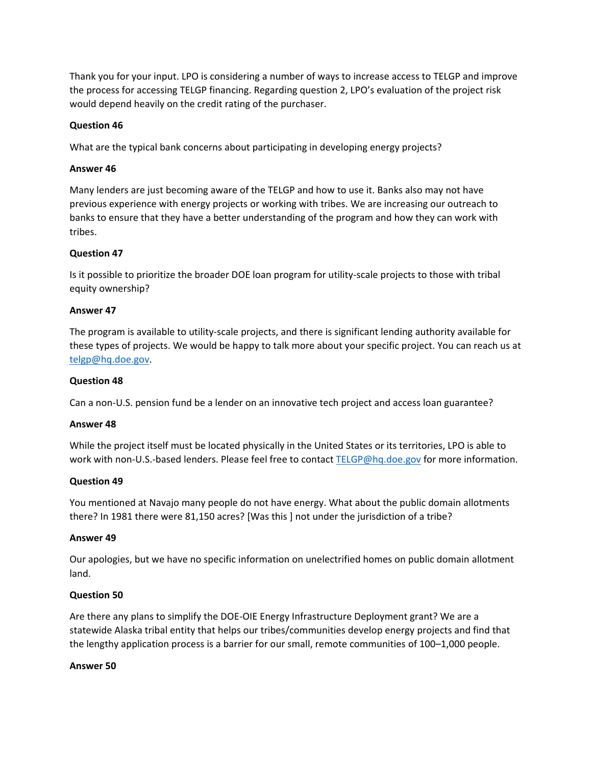Thank you for your input. LPO is considering a number of ways to increase access to TELGP and improve the process for accessing TELGP financing. Regarding question 2, LPO's evaluation of the project risk would depend heavily on the credit rating of the purchaser.

**Question 46**

What are the typical bank concerns about participating in developing energy projects?

**Answer 46**

Many lenders are just becoming aware of the TELGP and how to use it. Banks also may not have previous experience with energy projects or working with tribes. We are increasing our outreach to banks to ensure that they have a better understanding of the program and how they can work with tribes.

**Question 47**

Is it possible to prioritize the broader DOE loan program for utility-scale projects to those with tribal equity ownership?

**Answer 47**

The program is available to utility-scale projects, and there is significant lending authority available for these types of projects. We would be happy to talk more about your specific project. You can reach us at telgp@hq.doe.gov.

**Question 48**

Can a non-U.S. pension fund be a lender on an innovative tech project and access loan guarantee?

**Answer 48**

While the project itself must be located physically in the United States or its territories, LPO is able to work with non-U.S.-based lenders. Please feel free to contact TELGP@hq.doe.gov for more information.

**Question 49**

You mentioned at Navajo many people do not have energy. What about the public domain allotments there? In 1981 there were 81,150 acres? [Was this ] not under the jurisdiction of a tribe?

**Answer 49**

Our apologies, but we have no specific information on unelectrified homes on public domain allotment land.

**Question 50**

Are there any plans to simplify the DOE-OIE Energy Infrastructure Deployment grant? We are a statewide Alaska tribal entity that helps our tribes/communities develop energy projects and find that the lengthy application process is a barrier for our small, remote communities of 100–1,000 people.

**Answer 50**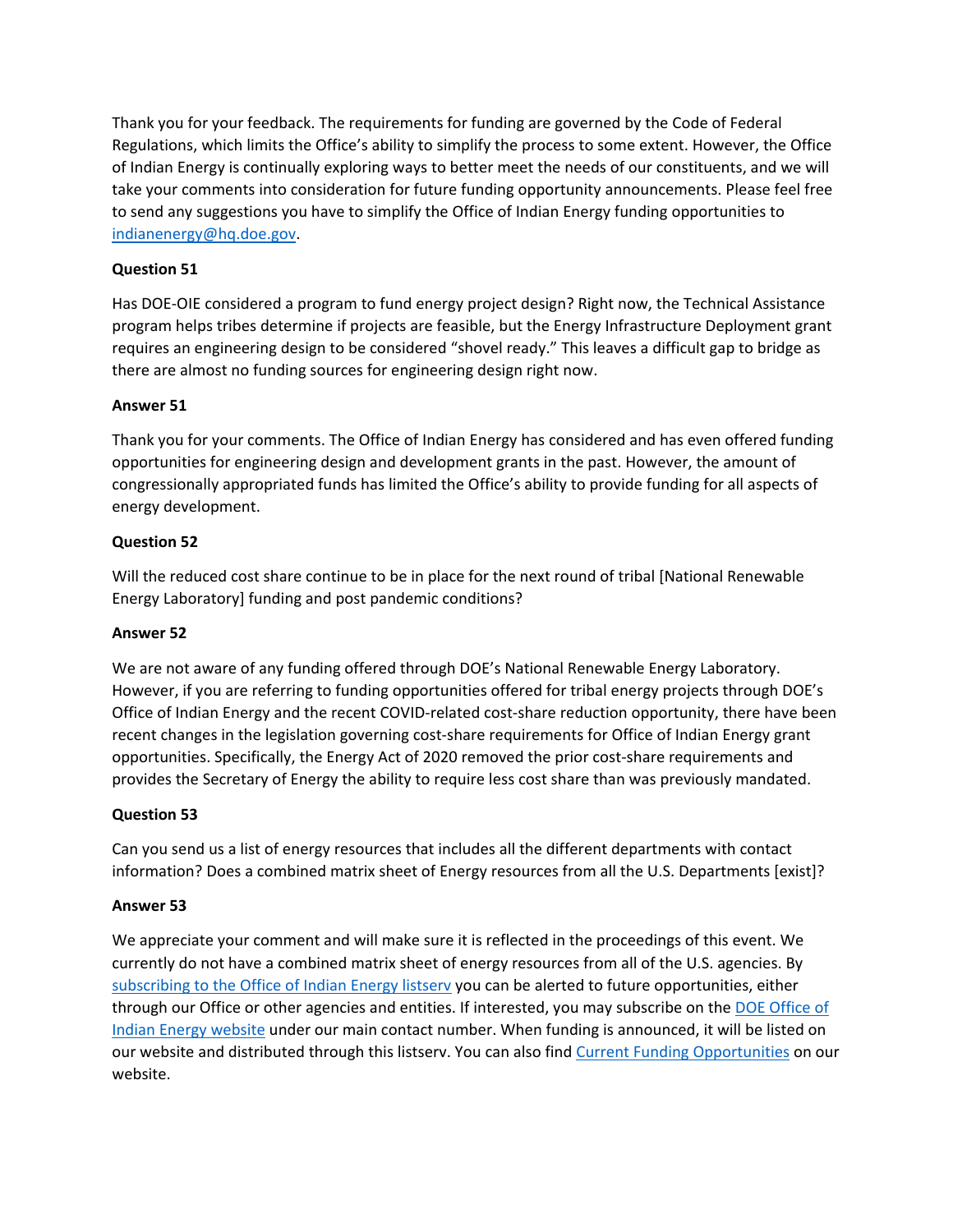Thank you for your feedback. The requirements for funding are governed by the Code of Federal Regulations, which limits the Office's ability to simplify the process to some extent. However, the Office of Indian Energy is continually exploring ways to better meet the needs of our constituents, and we will take your comments into consideration for future funding opportunity announcements. Please feel free to send any suggestions you have to simplify the Office of Indian Energy funding opportunities to indianenergy@hq.doe.gov.

**Question 51**

Has DOE-OIE considered a program to fund energy project design? Right now, the Technical Assistance program helps tribes determine if projects are feasible, but the Energy Infrastructure Deployment grant requires an engineering design to be considered "shovel ready." This leaves a difficult gap to bridge as there are almost no funding sources for engineering design right now.

**Answer 51**

Thank you for your comments. The Office of Indian Energy has considered and has even offered funding opportunities for engineering design and development grants in the past. However, the amount of congressionally appropriated funds has limited the Office's ability to provide funding for all aspects of energy development.

**Question 52**

Will the reduced cost share continue to be in place for the next round of tribal [National Renewable Energy Laboratory] funding and post pandemic conditions?

**Answer 52**

We are not aware of any funding offered through DOE's National Renewable Energy Laboratory. However, if you are referring to funding opportunities offered for tribal energy projects through DOE's Office of Indian Energy and the recent COVID-related cost-share reduction opportunity, there have been recent changes in the legislation governing cost-share requirements for Office of Indian Energy grant opportunities. Specifically, the Energy Act of 2020 removed the prior cost-share requirements and provides the Secretary of Energy the ability to require less cost share than was previously mandated.

**Question 53**

Can you send us a list of energy resources that includes all the different departments with contact information? Does a combined matrix sheet of Energy resources from all the U.S. Departments [exist]?

**Answer 53**

We appreciate your comment and will make sure it is reflected in the proceedings of this event. We currently do not have a combined matrix sheet of energy resources from all of the U.S. agencies. By subscribing to the Office of Indian Energy listserv you can be alerted to future opportunities, either through our Office or other agencies and entities. If interested, you may subscribe on the DOE Office of Indian Energy website under our main contact number. When funding is announced, it will be listed on our website and distributed through this listserv. You can also find Current Funding Opportunities on our website.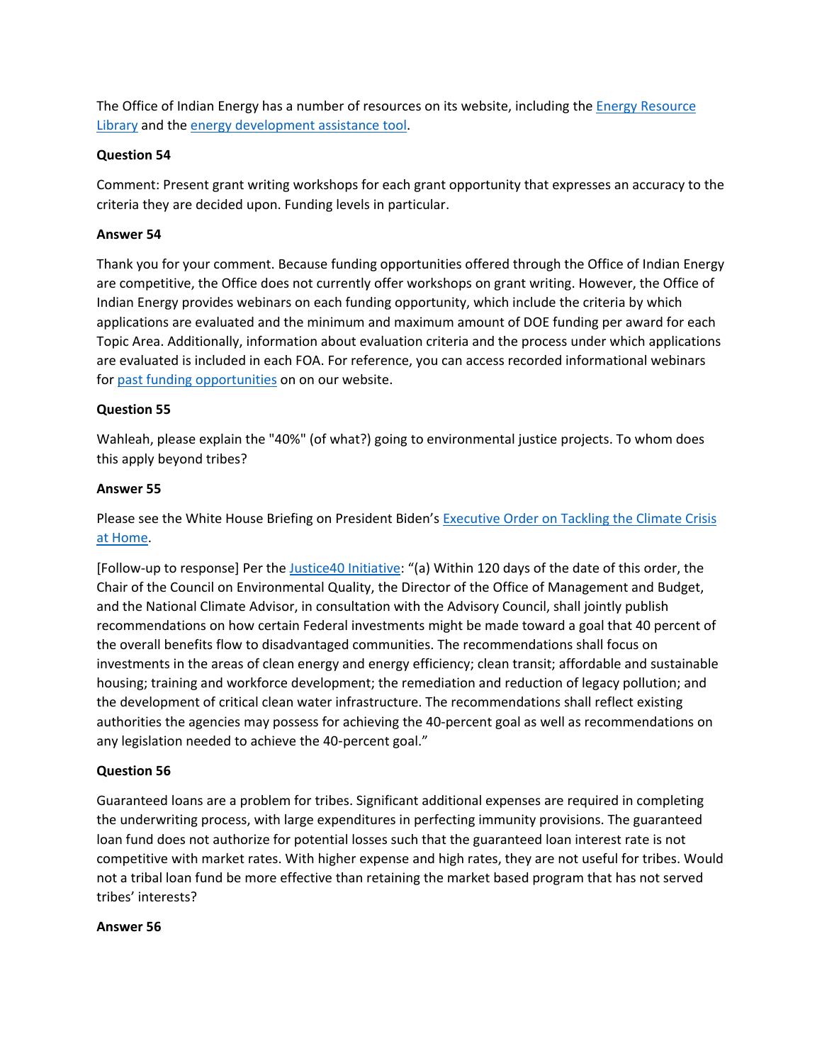The Office of Indian Energy has a number of resources on its website, including the Energy Resource Library and the energy development assistance tool.

**Question 54**

Comment: Present grant writing workshops for each grant opportunity that expresses an accuracy to the criteria they are decided upon. Funding levels in particular.

**Answer 54**

Thank you for your comment. Because funding opportunities offered through the Office of Indian Energy are competitive, the Office does not currently offer workshops on grant writing. However, the Office of Indian Energy provides webinars on each funding opportunity, which include the criteria by which applications are evaluated and the minimum and maximum amount of DOE funding per award for each Topic Area. Additionally, information about evaluation criteria and the process under which applications are evaluated is included in each FOA. For reference, you can access recorded informational webinars for past funding opportunities on on our website.

**Question 55**

Wahleah, please explain the "40%" (of what?) going to environmental justice projects. To whom does this apply beyond tribes?

**Answer 55**

Please see the White House Briefing on President Biden's Executive Order on Tackling the Climate Crisis at Home.

[Follow-up to response] Per the Justice40 Initiative: "(a) Within 120 days of the date of this order, the Chair of the Council on Environmental Quality, the Director of the Office of Management and Budget, and the National Climate Advisor, in consultation with the Advisory Council, shall jointly publish recommendations on how certain Federal investments might be made toward a goal that 40 percent of the overall benefits flow to disadvantaged communities. The recommendations shall focus on investments in the areas of clean energy and energy efficiency; clean transit; affordable and sustainable housing; training and workforce development; the remediation and reduction of legacy pollution; and the development of critical clean water infrastructure. The recommendations shall reflect existing authorities the agencies may possess for achieving the 40-percent goal as well as recommendations on any legislation needed to achieve the 40-percent goal."

**Question 56**

Guaranteed loans are a problem for tribes. Significant additional expenses are required in completing the underwriting process, with large expenditures in perfecting immunity provisions. The guaranteed loan fund does not authorize for potential losses such that the guaranteed loan interest rate is not competitive with market rates. With higher expense and high rates, they are not useful for tribes. Would not a tribal loan fund be more effective than retaining the market based program that has not served tribes' interests?

**Answer 56**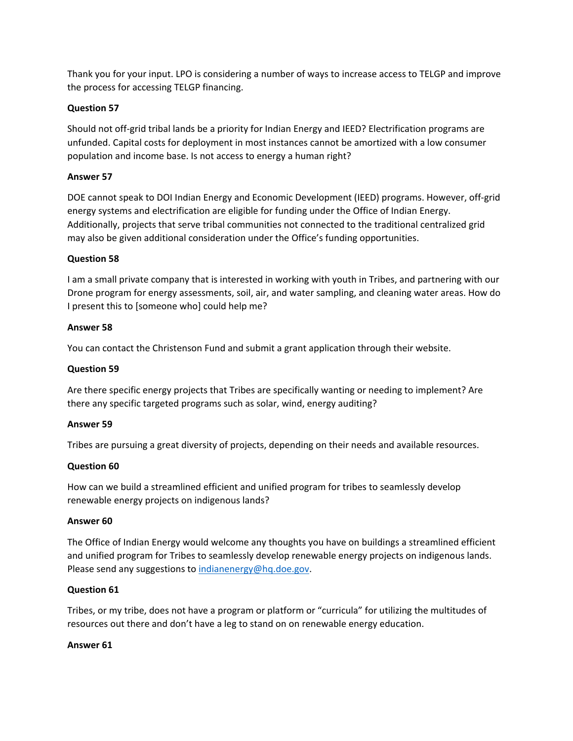Thank you for your input. LPO is considering a number of ways to increase access to TELGP and improve the process for accessing TELGP financing.

**Question 57**

Should not off-grid tribal lands be a priority for Indian Energy and IEED? Electrification programs are unfunded. Capital costs for deployment in most instances cannot be amortized with a low consumer population and income base. Is not access to energy a human right?

**Answer 57**

DOE cannot speak to DOI Indian Energy and Economic Development (IEED) programs. However, off-grid energy systems and electrification are eligible for funding under the Office of Indian Energy. Additionally, projects that serve tribal communities not connected to the traditional centralized grid may also be given additional consideration under the Office's funding opportunities.

**Question 58**

I am a small private company that is interested in working with youth in Tribes, and partnering with our Drone program for energy assessments, soil, air, and water sampling, and cleaning water areas. How do I present this to [someone who] could help me?

**Answer 58**

You can contact the Christenson Fund and submit a grant application through their website.

**Question 59**

Are there specific energy projects that Tribes are specifically wanting or needing to implement? Are there any specific targeted programs such as solar, wind, energy auditing?

**Answer 59**

Tribes are pursuing a great diversity of projects, depending on their needs and available resources.

**Question 60**

How can we build a streamlined efficient and unified program for tribes to seamlessly develop renewable energy projects on indigenous lands?

**Answer 60**

The Office of Indian Energy would welcome any thoughts you have on buildings a streamlined efficient and unified program for Tribes to seamlessly develop renewable energy projects on indigenous lands. Please send any suggestions to [indianenergy@hq.doe.gov](mailto:indianenergy@hq.doe.gov).

**Question 61**

Tribes, or my tribe, does not have a program or platform or "curricula" for utilizing the multitudes of resources out there and don't have a leg to stand on on renewable energy education.

**Answer 61**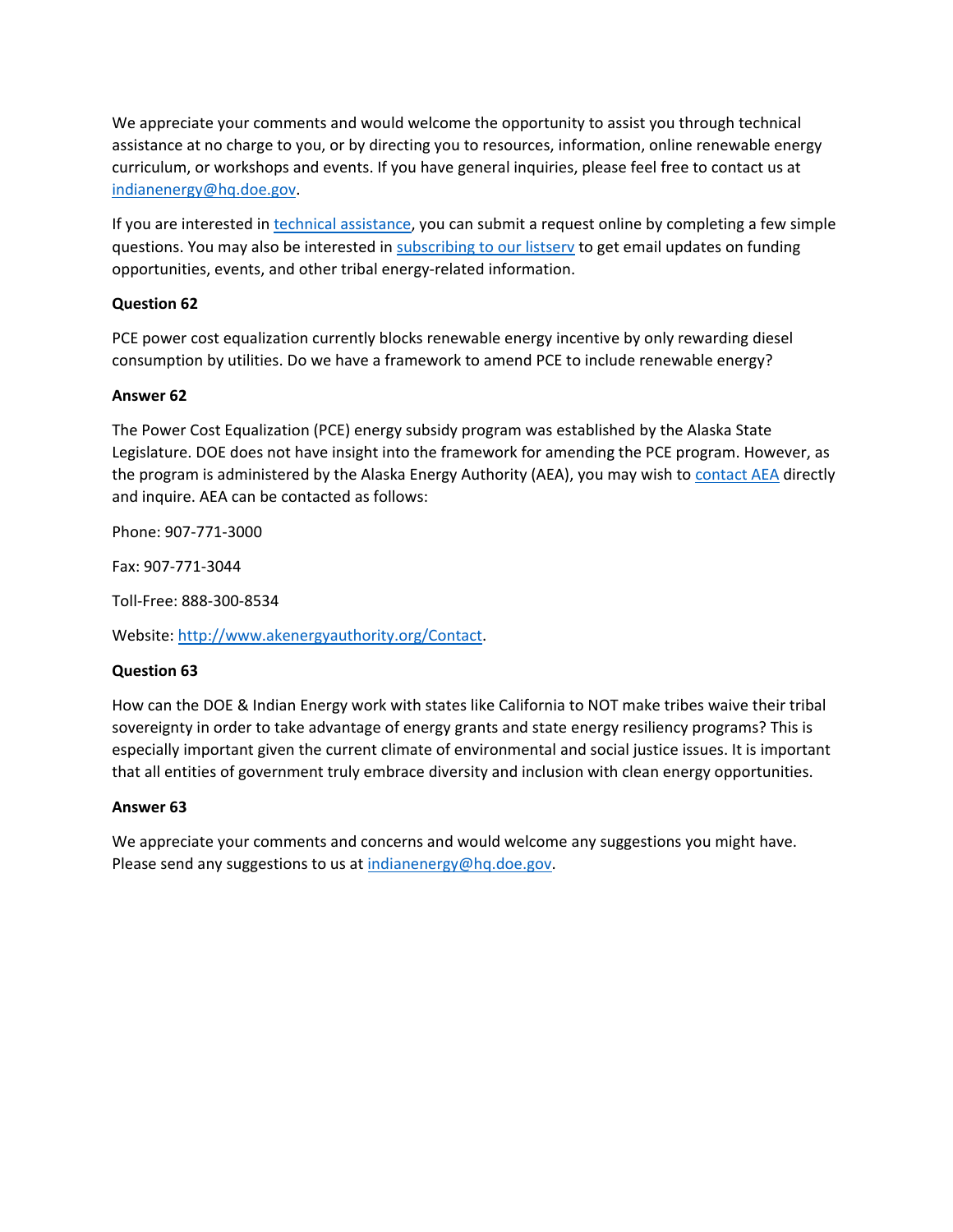We appreciate your comments and would welcome the opportunity to assist you through technical assistance at no charge to you, or by directing you to resources, information, online renewable energy curriculum, or workshops and events. If you have general inquiries, please feel free to contact us at indianenergy@hq.doe.gov.

If you are interested in technical assistance, you can submit a request online by completing a few simple questions. You may also be interested in subscribing to our listserv to get email updates on funding opportunities, events, and other tribal energy-related information.

**Question 62**

PCE power cost equalization currently blocks renewable energy incentive by only rewarding diesel consumption by utilities. Do we have a framework to amend PCE to include renewable energy?

**Answer 62**

The Power Cost Equalization (PCE) energy subsidy program was established by the Alaska State Legislature. DOE does not have insight into the framework for amending the PCE program. However, as the program is administered by the Alaska Energy Authority (AEA), you may wish to contact AEA directly and inquire. AEA can be contacted as follows:

Phone: 907-771-3000

Fax: 907-771-3044

Toll-Free: 888-300-8534

Website: http://www.akenergyauthority.org/Contact.

**Question 63**

How can the DOE & Indian Energy work with states like California to NOT make tribes waive their tribal sovereignty in order to take advantage of energy grants and state energy resiliency programs? This is especially important given the current climate of environmental and social justice issues. It is important that all entities of government truly embrace diversity and inclusion with clean energy opportunities.

**Answer 63**

We appreciate your comments and concerns and would welcome any suggestions you might have. Please send any suggestions to us at indianenergy@hq.doe.gov.